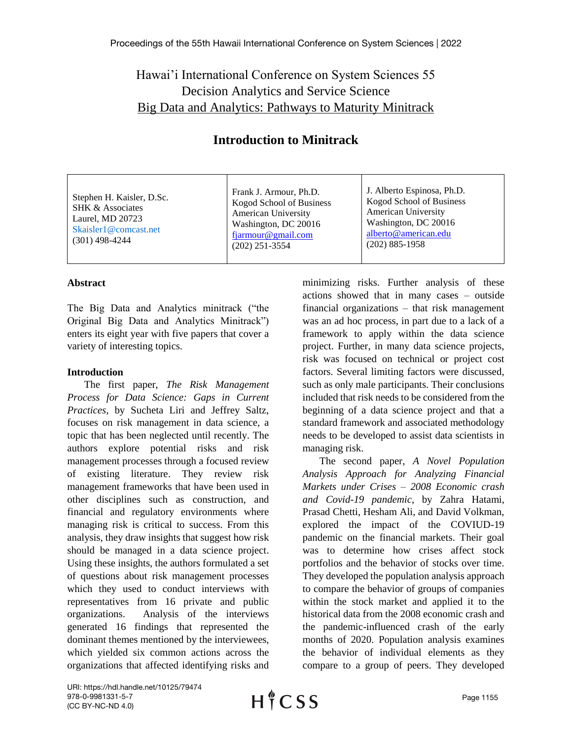# Hawai'i International Conference on System Sciences 55
## Decision Analytics and Service Science
## Big Data and Analytics: Pathways to Maturity Minitrack

# Introduction to Minitrack

| Stephen H. Kaisler, D.Sc.<br>SHK & Associates<br>Laurel, MD 20723<br>Skaisler1@comcast.net<br>(301) 498-4244 | Frank J. Armour, Ph.D.<br>Kogod School of Business<br>American University<br>Washington, DC 20016<br>fjarmour@gmail.com<br>(202) 251-3554 | J. Alberto Espinosa, Ph.D.<br>Kogod School of Business<br>American University<br>Washington, DC 20016<br>alberto@american.edu<br>(202) 885-1958 |
|---|---|---|

### Abstract

The Big Data and Analytics minitrack ("the Original Big Data and Analytics Minitrack") enters its eight year with five papers that cover a variety of interesting topics.

### Introduction

The first paper, *The Risk Management Process for Data Science: Gaps in Current Practices*, by Sucheta Liri and Jeffrey Saltz, focuses on risk management in data science, a topic that has been neglected until recently. The authors explore potential risks and risk management processes through a focused review of existing literature. They review risk management frameworks that have been used in other disciplines such as construction, and financial and regulatory environments where managing risk is critical to success. From this analysis, they draw insights that suggest how risk should be managed in a data science project. Using these insights, the authors formulated a set of questions about risk management processes which they used to conduct interviews with representatives from 16 private and public organizations. Analysis of the interviews generated 16 findings that represented the dominant themes mentioned by the interviewees, which yielded six common actions across the organizations that affected identifying risks and minimizing risks. Further analysis of these actions showed that in many cases – outside financial organizations – that risk management was an ad hoc process, in part due to a lack of a framework to apply within the data science project. Further, in many data science projects, risk was focused on technical or project cost factors. Several limiting factors were discussed, such as only male participants. Their conclusions included that risk needs to be considered from the beginning of a data science project and that a standard framework and associated methodology needs to be developed to assist data scientists in managing risk.

The second paper, *A Novel Population Analysis Approach for Analyzing Financial Markets under Crises – 2008 Economic crash and Covid-19 pandemic*, by Zahra Hatami, Prasad Chetti, Hesham Ali, and David Volkman, explored the impact of the COVIUD-19 pandemic on the financial markets. Their goal was to determine how crises affect stock portfolios and the behavior of stocks over time. They developed the population analysis approach to compare the behavior of groups of companies within the stock market and applied it to the historical data from the 2008 economic crash and the pandemic-influenced crash of the early months of 2020. Population analysis examines the behavior of individual elements as they compare to a group of peers. They developed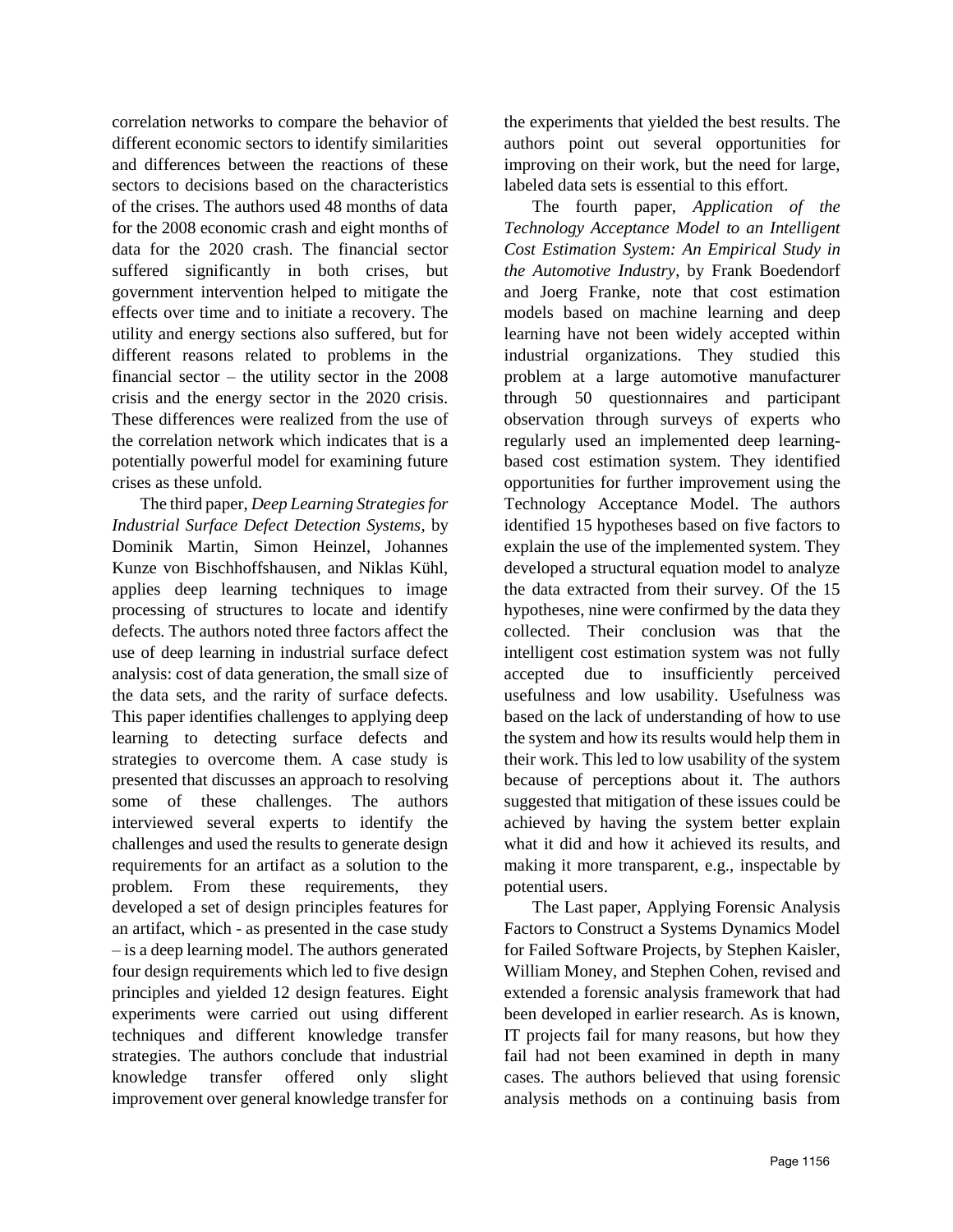correlation networks to compare the behavior of different economic sectors to identify similarities and differences between the reactions of these sectors to decisions based on the characteristics of the crises. The authors used 48 months of data for the 2008 economic crash and eight months of data for the 2020 crash. The financial sector suffered significantly in both crises, but government intervention helped to mitigate the effects over time and to initiate a recovery. The utility and energy sections also suffered, but for different reasons related to problems in the financial sector – the utility sector in the 2008 crisis and the energy sector in the 2020 crisis. These differences were realized from the use of the correlation network which indicates that is a potentially powerful model for examining future crises as these unfold.

The third paper, *Deep Learning Strategies for Industrial Surface Defect Detection Systems*, by Dominik Martin, Simon Heinzel, Johannes Kunze von Bischhoffshausen, and Niklas Kühl, applies deep learning techniques to image processing of structures to locate and identify defects. The authors noted three factors affect the use of deep learning in industrial surface defect analysis: cost of data generation, the small size of the data sets, and the rarity of surface defects. This paper identifies challenges to applying deep learning to detecting surface defects and strategies to overcome them. A case study is presented that discusses an approach to resolving some of these challenges. The authors interviewed several experts to identify the challenges and used the results to generate design requirements for an artifact as a solution to the problem. From these requirements, they developed a set of design principles features for an artifact, which - as presented in the case study – is a deep learning model. The authors generated four design requirements which led to five design principles and yielded 12 design features. Eight experiments were carried out using different techniques and different knowledge transfer strategies. The authors conclude that industrial knowledge transfer offered only slight improvement over general knowledge transfer for the experiments that yielded the best results. The authors point out several opportunities for improving on their work, but the need for large, labeled data sets is essential to this effort.

The fourth paper, *Application of the Technology Acceptance Model to an Intelligent Cost Estimation System: An Empirical Study in the Automotive Industry*, by Frank Boedendorf and Joerg Franke, note that cost estimation models based on machine learning and deep learning have not been widely accepted within industrial organizations. They studied this problem at a large automotive manufacturer through 50 questionnaires and participant observation through surveys of experts who regularly used an implemented deep learning-based cost estimation system. They identified opportunities for further improvement using the Technology Acceptance Model. The authors identified 15 hypotheses based on five factors to explain the use of the implemented system. They developed a structural equation model to analyze the data extracted from their survey. Of the 15 hypotheses, nine were confirmed by the data they collected. Their conclusion was that the intelligent cost estimation system was not fully accepted due to insufficiently perceived usefulness and low usability. Usefulness was based on the lack of understanding of how to use the system and how its results would help them in their work. This led to low usability of the system because of perceptions about it. The authors suggested that mitigation of these issues could be achieved by having the system better explain what it did and how it achieved its results, and making it more transparent, e.g., inspectable by potential users.

The Last paper, Applying Forensic Analysis Factors to Construct a Systems Dynamics Model for Failed Software Projects, by Stephen Kaisler, William Money, and Stephen Cohen, revised and extended a forensic analysis framework that had been developed in earlier research. As is known, IT projects fail for many reasons, but how they fail had not been examined in depth in many cases. The authors believed that using forensic analysis methods on a continuing basis from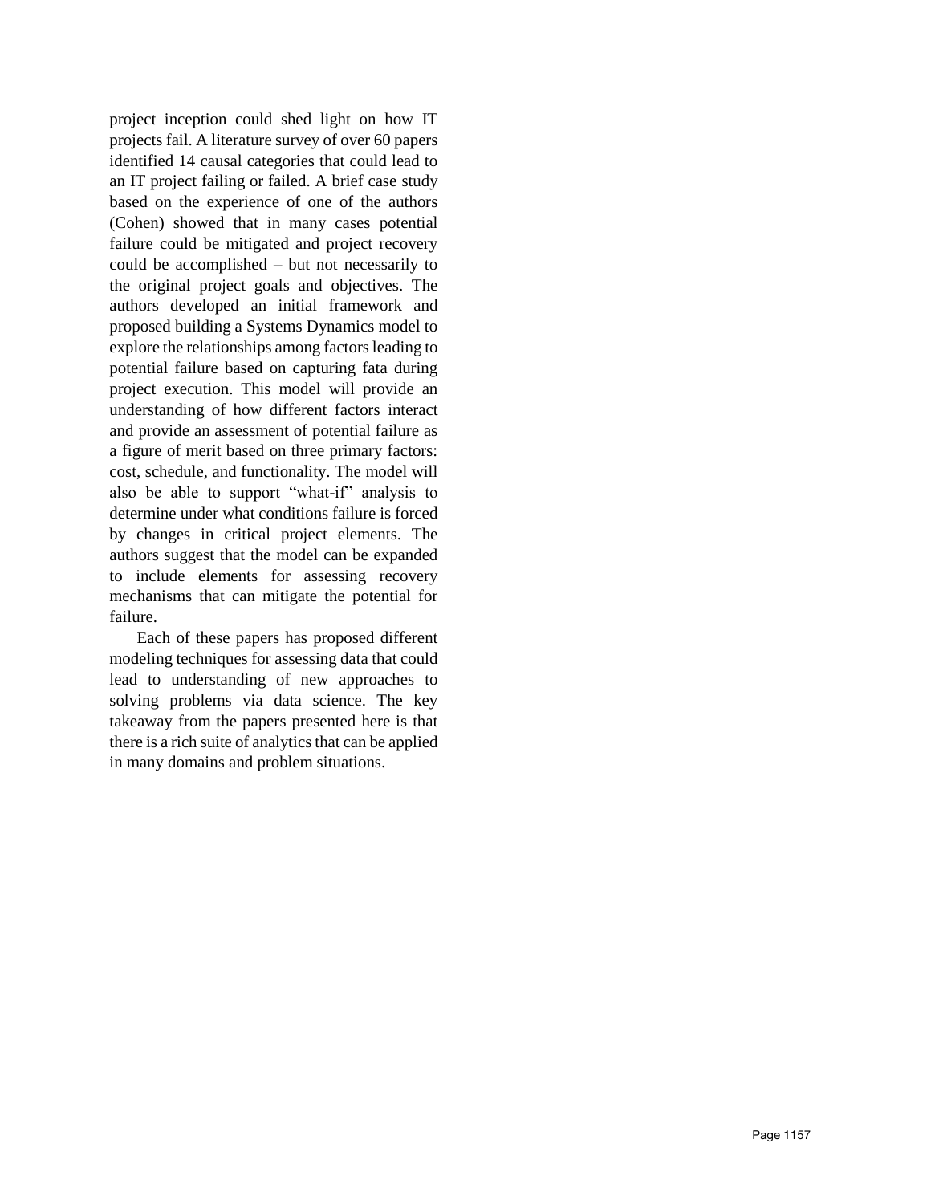project inception could shed light on how IT projects fail. A literature survey of over 60 papers identified 14 causal categories that could lead to an IT project failing or failed. A brief case study based on the experience of one of the authors (Cohen) showed that in many cases potential failure could be mitigated and project recovery could be accomplished – but not necessarily to the original project goals and objectives. The authors developed an initial framework and proposed building a Systems Dynamics model to explore the relationships among factors leading to potential failure based on capturing fata during project execution. This model will provide an understanding of how different factors interact and provide an assessment of potential failure as a figure of merit based on three primary factors: cost, schedule, and functionality. The model will also be able to support "what-if" analysis to determine under what conditions failure is forced by changes in critical project elements. The authors suggest that the model can be expanded to include elements for assessing recovery mechanisms that can mitigate the potential for failure.

Each of these papers has proposed different modeling techniques for assessing data that could lead to understanding of new approaches to solving problems via data science. The key takeaway from the papers presented here is that there is a rich suite of analytics that can be applied in many domains and problem situations.